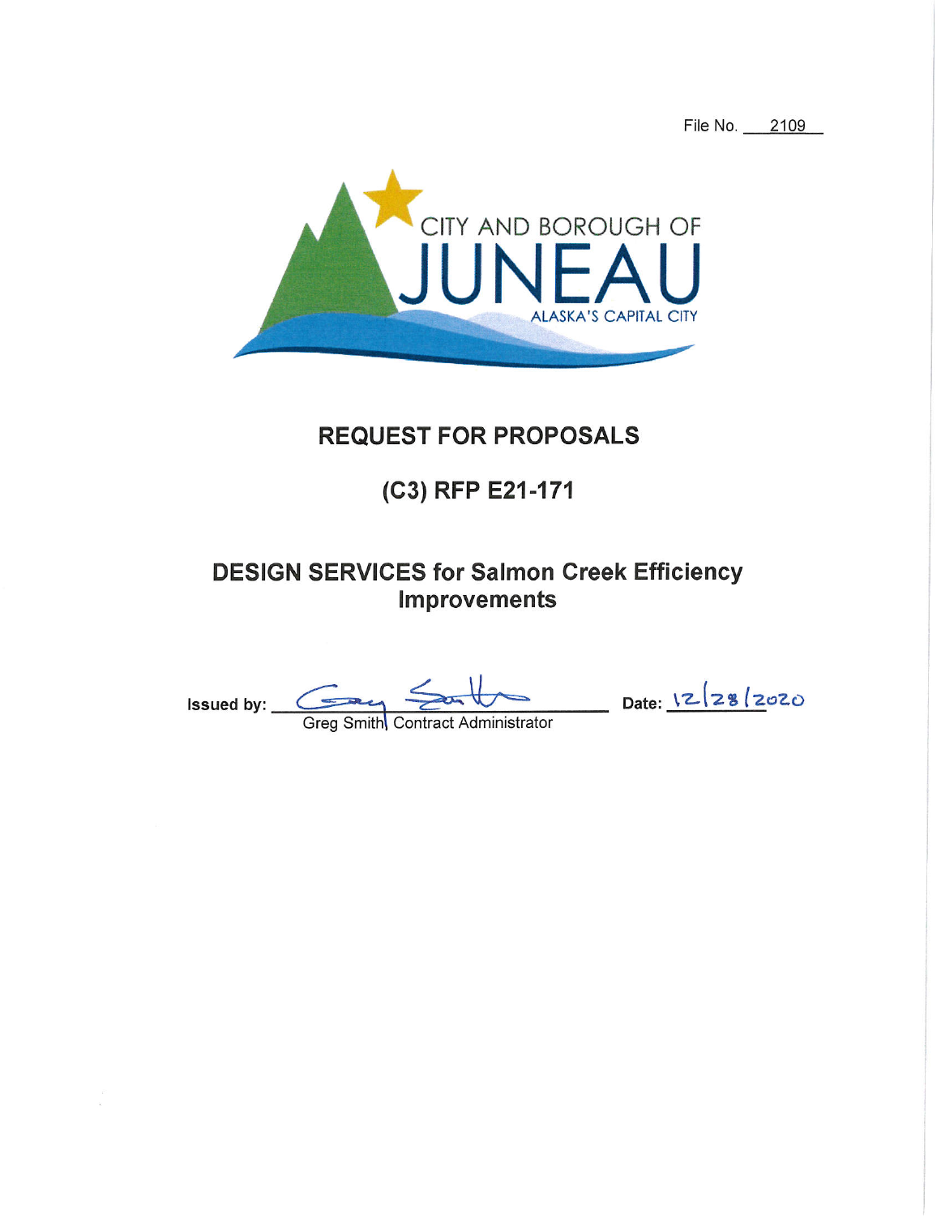File No. 2109

CITY AND BOROUGH OF
JUNEAU
ALASKA'S CAPITAL CITY

# REQUEST FOR PROPOSALS

## (C3) RFP E21-171

## DESIGN SERVICES for Salmon Creek Efficiency Improvements

**Issued by:** Greg Smith, Contract Administrator **Date:** 12/28/2020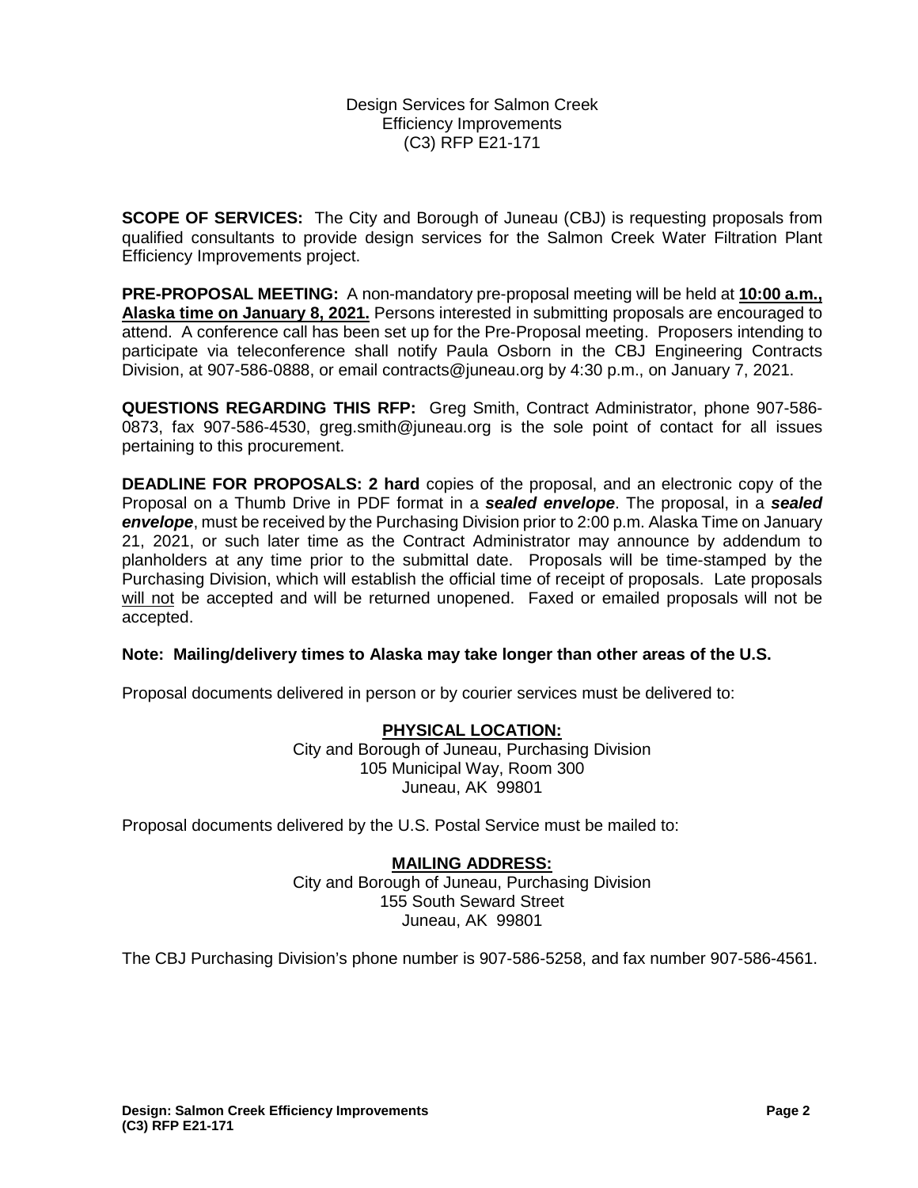Design Services for Salmon Creek
Efficiency Improvements
(C3) RFP E21-171

**SCOPE OF SERVICES:** The City and Borough of Juneau (CBJ) is requesting proposals from qualified consultants to provide design services for the Salmon Creek Water Filtration Plant Efficiency Improvements project.

**PRE-PROPOSAL MEETING:** A non-mandatory pre-proposal meeting will be held at **10:00 a.m., Alaska time on January 8, 2021.** Persons interested in submitting proposals are encouraged to attend. A conference call has been set up for the Pre-Proposal meeting. Proposers intending to participate via teleconference shall notify Paula Osborn in the CBJ Engineering Contracts Division, at 907-586-0888, or email contracts@juneau.org by 4:30 p.m., on January 7, 2021.

**QUESTIONS REGARDING THIS RFP:** Greg Smith, Contract Administrator, phone 907-586-0873, fax 907-586-4530, greg.smith@juneau.org is the sole point of contact for all issues pertaining to this procurement.

**DEADLINE FOR PROPOSALS: 2 hard** copies of the proposal, and an electronic copy of the Proposal on a Thumb Drive in PDF format in a ***sealed envelope***. The proposal, in a ***sealed envelope***, must be received by the Purchasing Division prior to 2:00 p.m. Alaska Time on January 21, 2021, or such later time as the Contract Administrator may announce by addendum to planholders at any time prior to the submittal date. Proposals will be time-stamped by the Purchasing Division, which will establish the official time of receipt of proposals. Late proposals will not be accepted and will be returned unopened. Faxed or emailed proposals will not be accepted.

**Note: Mailing/delivery times to Alaska may take longer than other areas of the U.S.**

Proposal documents delivered in person or by courier services must be delivered to:

**PHYSICAL LOCATION:**
City and Borough of Juneau, Purchasing Division
105 Municipal Way, Room 300
Juneau, AK 99801

Proposal documents delivered by the U.S. Postal Service must be mailed to:

**MAILING ADDRESS:**
City and Borough of Juneau, Purchasing Division
155 South Seward Street
Juneau, AK 99801

The CBJ Purchasing Division's phone number is 907-586-5258, and fax number 907-586-4561.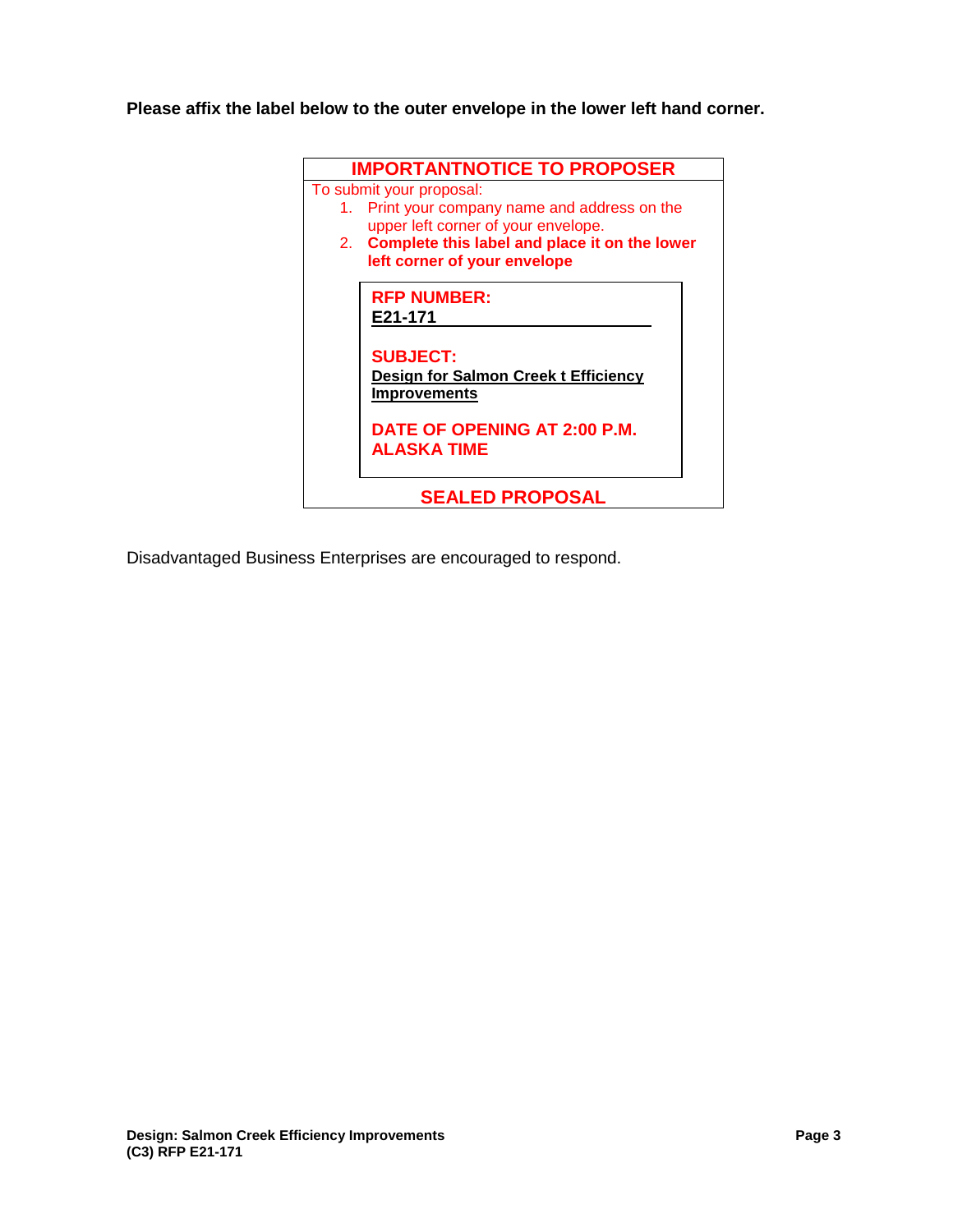**Please affix the label below to the outer envelope in the lower left hand corner.**

**IMPORTANTNOTICE TO PROPOSER**

To submit your proposal:

1. Print your company name and address on the upper left corner of your envelope.
2. **Complete this label and place it on the lower left corner of your envelope**

**RFP NUMBER:**
**E21-171**

**SUBJECT:**
**Design for Salmon Creek t Efficiency Improvements**

**DATE OF OPENING AT 2:00 P.M. ALASKA TIME**

**SEALED PROPOSAL**

Disadvantaged Business Enterprises are encouraged to respond.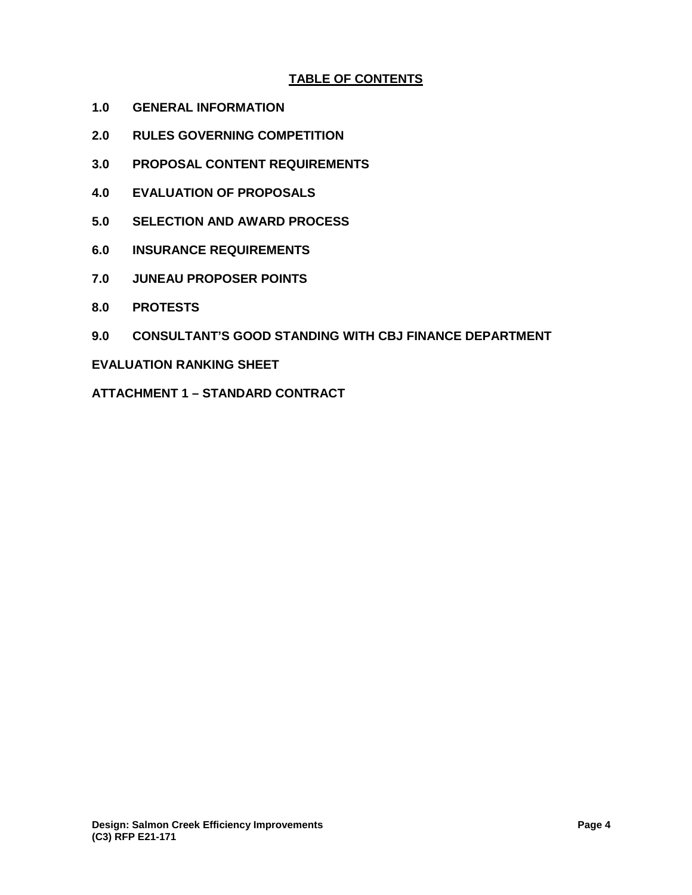## TABLE OF CONTENTS

**1.0 GENERAL INFORMATION**

**2.0 RULES GOVERNING COMPETITION**

**3.0 PROPOSAL CONTENT REQUIREMENTS**

**4.0 EVALUATION OF PROPOSALS**

**5.0 SELECTION AND AWARD PROCESS**

**6.0 INSURANCE REQUIREMENTS**

**7.0 JUNEAU PROPOSER POINTS**

**8.0 PROTESTS**

**9.0 CONSULTANT'S GOOD STANDING WITH CBJ FINANCE DEPARTMENT**

**EVALUATION RANKING SHEET**

**ATTACHMENT 1 – STANDARD CONTRACT**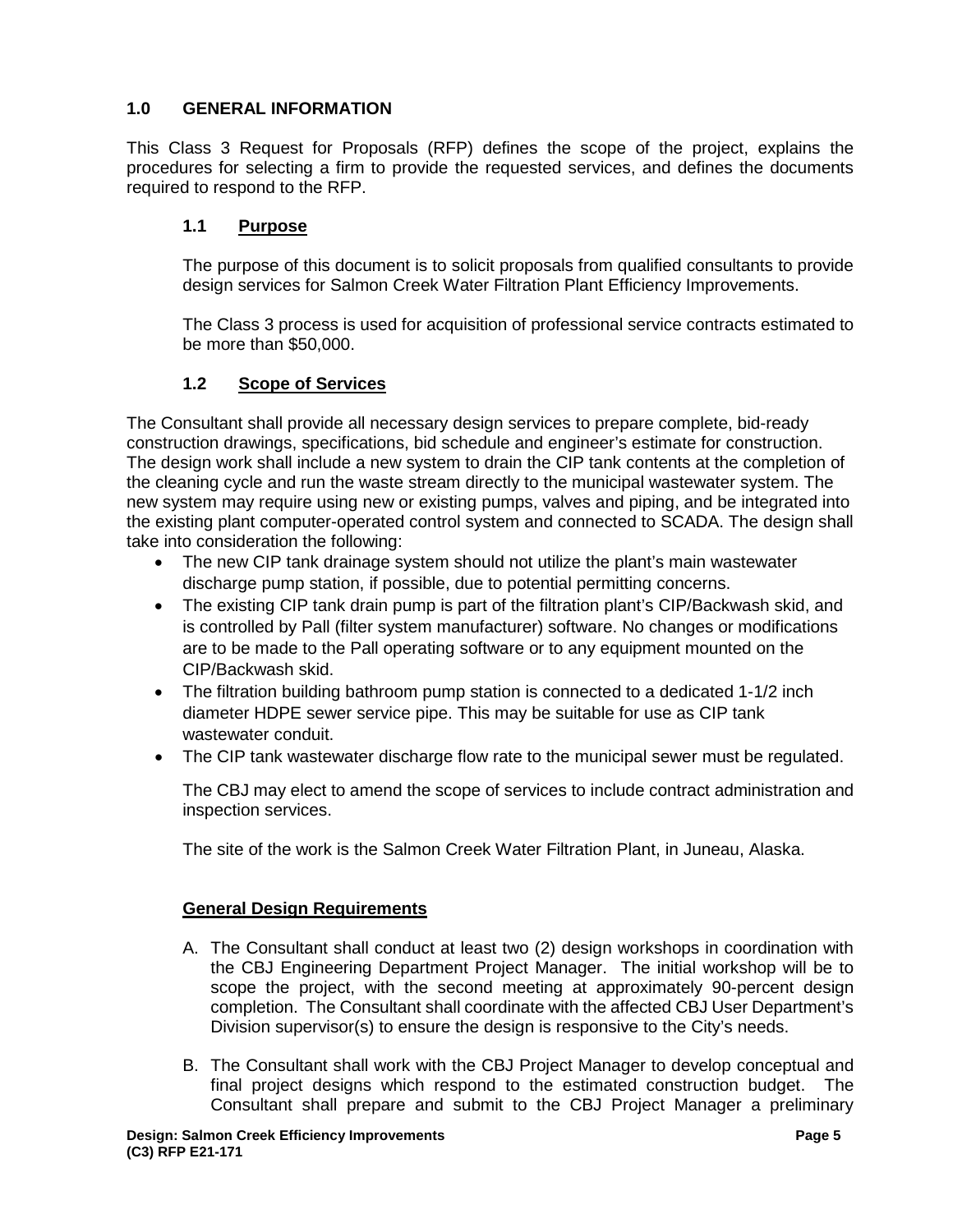## 1.0 GENERAL INFORMATION

This Class 3 Request for Proposals (RFP) defines the scope of the project, explains the procedures for selecting a firm to provide the requested services, and defines the documents required to respond to the RFP.

### 1.1 Purpose

The purpose of this document is to solicit proposals from qualified consultants to provide design services for Salmon Creek Water Filtration Plant Efficiency Improvements.

The Class 3 process is used for acquisition of professional service contracts estimated to be more than $50,000.

### 1.2 Scope of Services

The Consultant shall provide all necessary design services to prepare complete, bid-ready construction drawings, specifications, bid schedule and engineer's estimate for construction. The design work shall include a new system to drain the CIP tank contents at the completion of the cleaning cycle and run the waste stream directly to the municipal wastewater system. The new system may require using new or existing pumps, valves and piping, and be integrated into the existing plant computer-operated control system and connected to SCADA. The design shall take into consideration the following:

- The new CIP tank drainage system should not utilize the plant's main wastewater discharge pump station, if possible, due to potential permitting concerns.
- The existing CIP tank drain pump is part of the filtration plant's CIP/Backwash skid, and is controlled by Pall (filter system manufacturer) software. No changes or modifications are to be made to the Pall operating software or to any equipment mounted on the CIP/Backwash skid.
- The filtration building bathroom pump station is connected to a dedicated 1-1/2 inch diameter HDPE sewer service pipe. This may be suitable for use as CIP tank wastewater conduit.
- The CIP tank wastewater discharge flow rate to the municipal sewer must be regulated.

The CBJ may elect to amend the scope of services to include contract administration and inspection services.

The site of the work is the Salmon Creek Water Filtration Plant, in Juneau, Alaska.

#### General Design Requirements

A. The Consultant shall conduct at least two (2) design workshops in coordination with the CBJ Engineering Department Project Manager. The initial workshop will be to scope the project, with the second meeting at approximately 90-percent design completion. The Consultant shall coordinate with the affected CBJ User Department's Division supervisor(s) to ensure the design is responsive to the City's needs.

B. The Consultant shall work with the CBJ Project Manager to develop conceptual and final project designs which respond to the estimated construction budget. The Consultant shall prepare and submit to the CBJ Project Manager a preliminary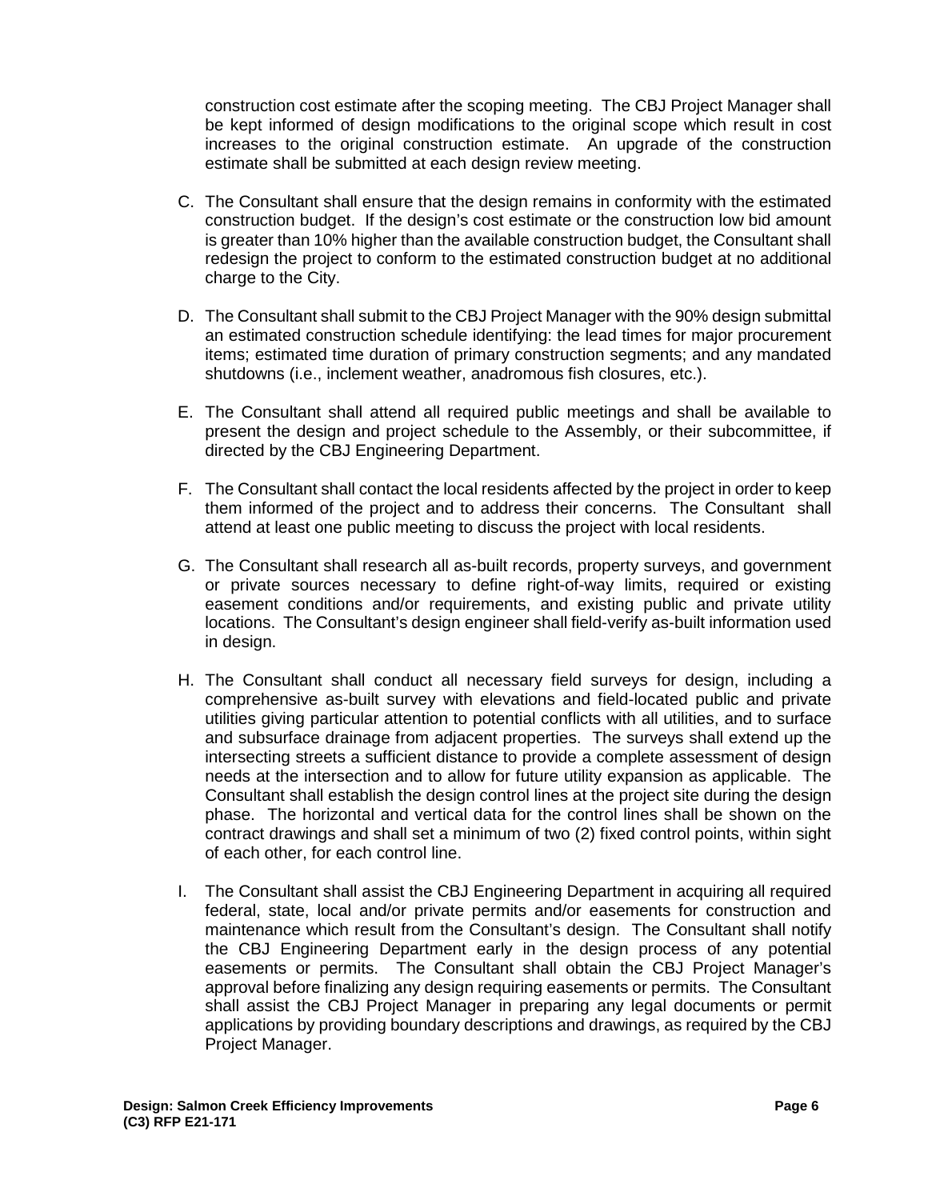construction cost estimate after the scoping meeting. The CBJ Project Manager shall be kept informed of design modifications to the original scope which result in cost increases to the original construction estimate. An upgrade of the construction estimate shall be submitted at each design review meeting.

C. The Consultant shall ensure that the design remains in conformity with the estimated construction budget. If the design's cost estimate or the construction low bid amount is greater than 10% higher than the available construction budget, the Consultant shall redesign the project to conform to the estimated construction budget at no additional charge to the City.

D. The Consultant shall submit to the CBJ Project Manager with the 90% design submittal an estimated construction schedule identifying: the lead times for major procurement items; estimated time duration of primary construction segments; and any mandated shutdowns (i.e., inclement weather, anadromous fish closures, etc.).

E. The Consultant shall attend all required public meetings and shall be available to present the design and project schedule to the Assembly, or their subcommittee, if directed by the CBJ Engineering Department.

F. The Consultant shall contact the local residents affected by the project in order to keep them informed of the project and to address their concerns. The Consultant shall attend at least one public meeting to discuss the project with local residents.

G. The Consultant shall research all as-built records, property surveys, and government or private sources necessary to define right-of-way limits, required or existing easement conditions and/or requirements, and existing public and private utility locations. The Consultant's design engineer shall field-verify as-built information used in design.

H. The Consultant shall conduct all necessary field surveys for design, including a comprehensive as-built survey with elevations and field-located public and private utilities giving particular attention to potential conflicts with all utilities, and to surface and subsurface drainage from adjacent properties. The surveys shall extend up the intersecting streets a sufficient distance to provide a complete assessment of design needs at the intersection and to allow for future utility expansion as applicable. The Consultant shall establish the design control lines at the project site during the design phase. The horizontal and vertical data for the control lines shall be shown on the contract drawings and shall set a minimum of two (2) fixed control points, within sight of each other, for each control line.

I. The Consultant shall assist the CBJ Engineering Department in acquiring all required federal, state, local and/or private permits and/or easements for construction and maintenance which result from the Consultant's design. The Consultant shall notify the CBJ Engineering Department early in the design process of any potential easements or permits. The Consultant shall obtain the CBJ Project Manager's approval before finalizing any design requiring easements or permits. The Consultant shall assist the CBJ Project Manager in preparing any legal documents or permit applications by providing boundary descriptions and drawings, as required by the CBJ Project Manager.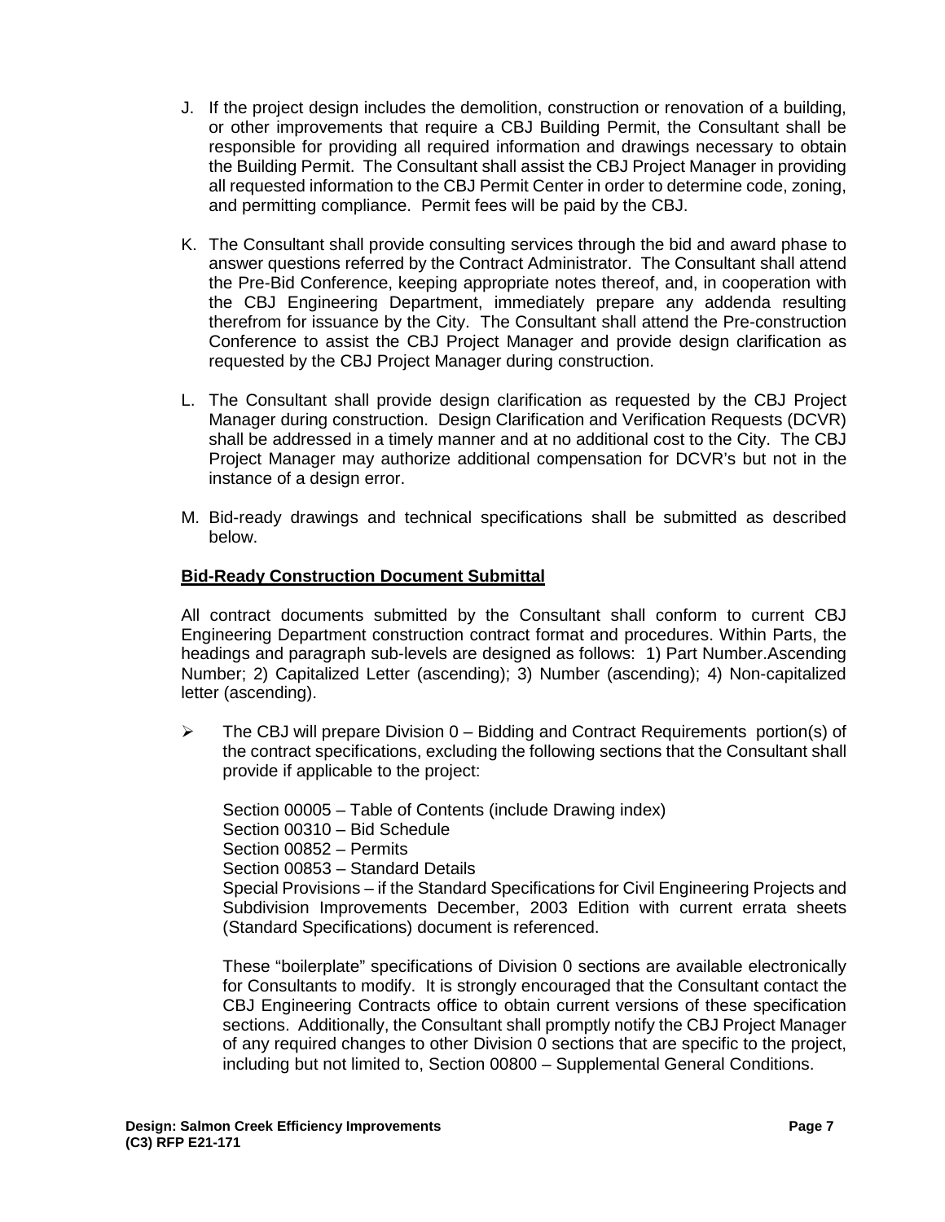J. If the project design includes the demolition, construction or renovation of a building, or other improvements that require a CBJ Building Permit, the Consultant shall be responsible for providing all required information and drawings necessary to obtain the Building Permit. The Consultant shall assist the CBJ Project Manager in providing all requested information to the CBJ Permit Center in order to determine code, zoning, and permitting compliance. Permit fees will be paid by the CBJ.

K. The Consultant shall provide consulting services through the bid and award phase to answer questions referred by the Contract Administrator. The Consultant shall attend the Pre-Bid Conference, keeping appropriate notes thereof, and, in cooperation with the CBJ Engineering Department, immediately prepare any addenda resulting therefrom for issuance by the City. The Consultant shall attend the Pre-construction Conference to assist the CBJ Project Manager and provide design clarification as requested by the CBJ Project Manager during construction.

L. The Consultant shall provide design clarification as requested by the CBJ Project Manager during construction. Design Clarification and Verification Requests (DCVR) shall be addressed in a timely manner and at no additional cost to the City. The CBJ Project Manager may authorize additional compensation for DCVR's but not in the instance of a design error.

M. Bid-ready drawings and technical specifications shall be submitted as described below.

**Bid-Ready Construction Document Submittal**

All contract documents submitted by the Consultant shall conform to current CBJ Engineering Department construction contract format and procedures. Within Parts, the headings and paragraph sub-levels are designed as follows: 1) Part Number.Ascending Number; 2) Capitalized Letter (ascending); 3) Number (ascending); 4) Non-capitalized letter (ascending).

- The CBJ will prepare Division 0 – Bidding and Contract Requirements portion(s) of the contract specifications, excluding the following sections that the Consultant shall provide if applicable to the project:

  Section 00005 – Table of Contents (include Drawing index)
  Section 00310 – Bid Schedule
  Section 00852 – Permits
  Section 00853 – Standard Details
  Special Provisions – if the Standard Specifications for Civil Engineering Projects and Subdivision Improvements December, 2003 Edition with current errata sheets (Standard Specifications) document is referenced.

  These "boilerplate" specifications of Division 0 sections are available electronically for Consultants to modify. It is strongly encouraged that the Consultant contact the CBJ Engineering Contracts office to obtain current versions of these specification sections. Additionally, the Consultant shall promptly notify the CBJ Project Manager of any required changes to other Division 0 sections that are specific to the project, including but not limited to, Section 00800 – Supplemental General Conditions.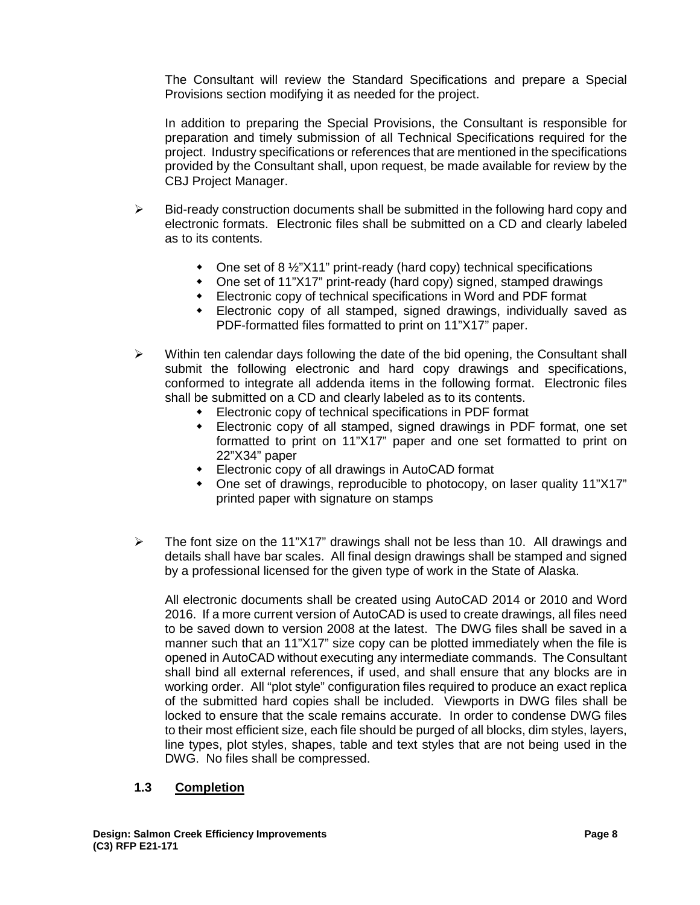The Consultant will review the Standard Specifications and prepare a Special Provisions section modifying it as needed for the project.

In addition to preparing the Special Provisions, the Consultant is responsible for preparation and timely submission of all Technical Specifications required for the project. Industry specifications or references that are mentioned in the specifications provided by the Consultant shall, upon request, be made available for review by the CBJ Project Manager.

- Bid-ready construction documents shall be submitted in the following hard copy and electronic formats. Electronic files shall be submitted on a CD and clearly labeled as to its contents.
  - One set of 8 ½"X11" print-ready (hard copy) technical specifications
  - One set of 11"X17" print-ready (hard copy) signed, stamped drawings
  - Electronic copy of technical specifications in Word and PDF format
  - Electronic copy of all stamped, signed drawings, individually saved as PDF-formatted files formatted to print on 11"X17" paper.

- Within ten calendar days following the date of the bid opening, the Consultant shall submit the following electronic and hard copy drawings and specifications, conformed to integrate all addenda items in the following format. Electronic files shall be submitted on a CD and clearly labeled as to its contents.
  - Electronic copy of technical specifications in PDF format
  - Electronic copy of all stamped, signed drawings in PDF format, one set formatted to print on 11"X17" paper and one set formatted to print on 22"X34" paper
  - Electronic copy of all drawings in AutoCAD format
  - One set of drawings, reproducible to photocopy, on laser quality 11"X17" printed paper with signature on stamps

- The font size on the 11"X17" drawings shall not be less than 10. All drawings and details shall have bar scales. All final design drawings shall be stamped and signed by a professional licensed for the given type of work in the State of Alaska.

  All electronic documents shall be created using AutoCAD 2014 or 2010 and Word 2016. If a more current version of AutoCAD is used to create drawings, all files need to be saved down to version 2008 at the latest. The DWG files shall be saved in a manner such that an 11"X17" size copy can be plotted immediately when the file is opened in AutoCAD without executing any intermediate commands. The Consultant shall bind all external references, if used, and shall ensure that any blocks are in working order. All "plot style" configuration files required to produce an exact replica of the submitted hard copies shall be included. Viewports in DWG files shall be locked to ensure that the scale remains accurate. In order to condense DWG files to their most efficient size, each file should be purged of all blocks, dim styles, layers, line types, plot styles, shapes, table and text styles that are not being used in the DWG. No files shall be compressed.

## 1.3 Completion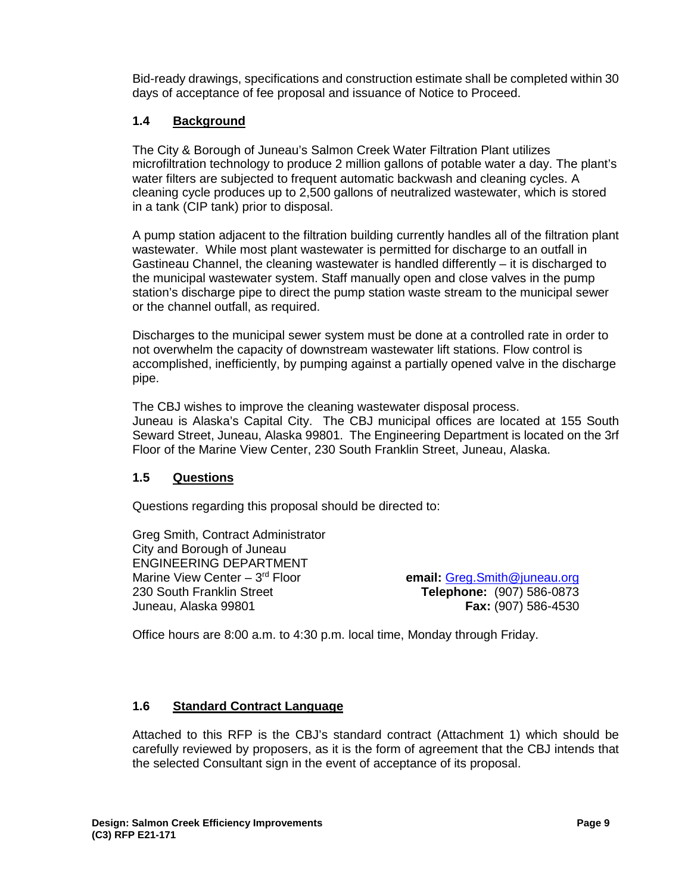Bid-ready drawings, specifications and construction estimate shall be completed within 30 days of acceptance of fee proposal and issuance of Notice to Proceed.

### 1.4 Background

The City & Borough of Juneau's Salmon Creek Water Filtration Plant utilizes microfiltration technology to produce 2 million gallons of potable water a day. The plant's water filters are subjected to frequent automatic backwash and cleaning cycles. A cleaning cycle produces up to 2,500 gallons of neutralized wastewater, which is stored in a tank (CIP tank) prior to disposal.

A pump station adjacent to the filtration building currently handles all of the filtration plant wastewater. While most plant wastewater is permitted for discharge to an outfall in Gastineau Channel, the cleaning wastewater is handled differently – it is discharged to the municipal wastewater system. Staff manually open and close valves in the pump station's discharge pipe to direct the pump station waste stream to the municipal sewer or the channel outfall, as required.

Discharges to the municipal sewer system must be done at a controlled rate in order to not overwhelm the capacity of downstream wastewater lift stations. Flow control is accomplished, inefficiently, by pumping against a partially opened valve in the discharge pipe.

The CBJ wishes to improve the cleaning wastewater disposal process.
Juneau is Alaska's Capital City. The CBJ municipal offices are located at 155 South Seward Street, Juneau, Alaska 99801. The Engineering Department is located on the 3rf Floor of the Marine View Center, 230 South Franklin Street, Juneau, Alaska.

### 1.5 Questions

Questions regarding this proposal should be directed to:

Greg Smith, Contract Administrator
City and Borough of Juneau
ENGINEERING DEPARTMENT
Marine View Center – 3rd Floor
230 South Franklin Street
Juneau, Alaska 99801

**email:** Greg.Smith@juneau.org
**Telephone:** (907) 586-0873
**Fax:** (907) 586-4530

Office hours are 8:00 a.m. to 4:30 p.m. local time, Monday through Friday.

### 1.6 Standard Contract Language

Attached to this RFP is the CBJ's standard contract (Attachment 1) which should be carefully reviewed by proposers, as it is the form of agreement that the CBJ intends that the selected Consultant sign in the event of acceptance of its proposal.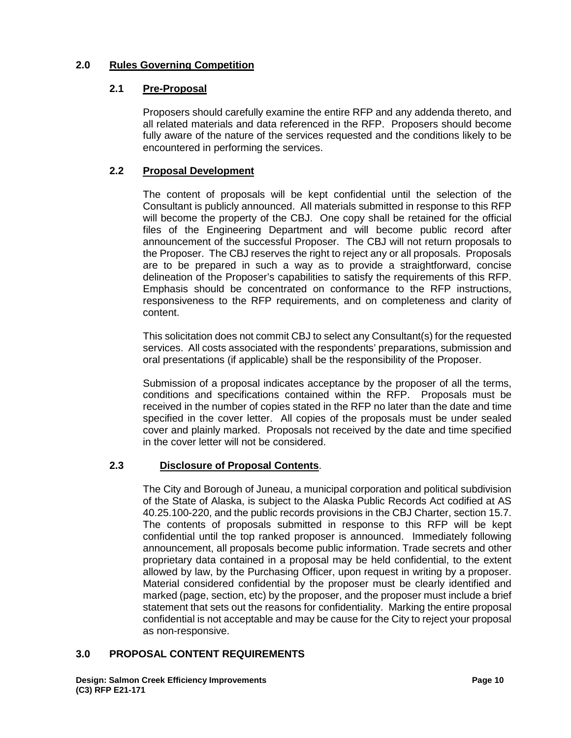## 2.0 Rules Governing Competition

### 2.1 Pre-Proposal

Proposers should carefully examine the entire RFP and any addenda thereto, and all related materials and data referenced in the RFP. Proposers should become fully aware of the nature of the services requested and the conditions likely to be encountered in performing the services.

### 2.2 Proposal Development

The content of proposals will be kept confidential until the selection of the Consultant is publicly announced. All materials submitted in response to this RFP will become the property of the CBJ. One copy shall be retained for the official files of the Engineering Department and will become public record after announcement of the successful Proposer. The CBJ will not return proposals to the Proposer. The CBJ reserves the right to reject any or all proposals. Proposals are to be prepared in such a way as to provide a straightforward, concise delineation of the Proposer's capabilities to satisfy the requirements of this RFP. Emphasis should be concentrated on conformance to the RFP instructions, responsiveness to the RFP requirements, and on completeness and clarity of content.

This solicitation does not commit CBJ to select any Consultant(s) for the requested services. All costs associated with the respondents' preparations, submission and oral presentations (if applicable) shall be the responsibility of the Proposer.

Submission of a proposal indicates acceptance by the proposer of all the terms, conditions and specifications contained within the RFP. Proposals must be received in the number of copies stated in the RFP no later than the date and time specified in the cover letter. All copies of the proposals must be under sealed cover and plainly marked. Proposals not received by the date and time specified in the cover letter will not be considered.

### 2.3 Disclosure of Proposal Contents.

The City and Borough of Juneau, a municipal corporation and political subdivision of the State of Alaska, is subject to the Alaska Public Records Act codified at AS 40.25.100-220, and the public records provisions in the CBJ Charter, section 15.7. The contents of proposals submitted in response to this RFP will be kept confidential until the top ranked proposer is announced. Immediately following announcement, all proposals become public information. Trade secrets and other proprietary data contained in a proposal may be held confidential, to the extent allowed by law, by the Purchasing Officer, upon request in writing by a proposer. Material considered confidential by the proposer must be clearly identified and marked (page, section, etc) by the proposer, and the proposer must include a brief statement that sets out the reasons for confidentiality. Marking the entire proposal confidential is not acceptable and may be cause for the City to reject your proposal as non-responsive.

## 3.0 PROPOSAL CONTENT REQUIREMENTS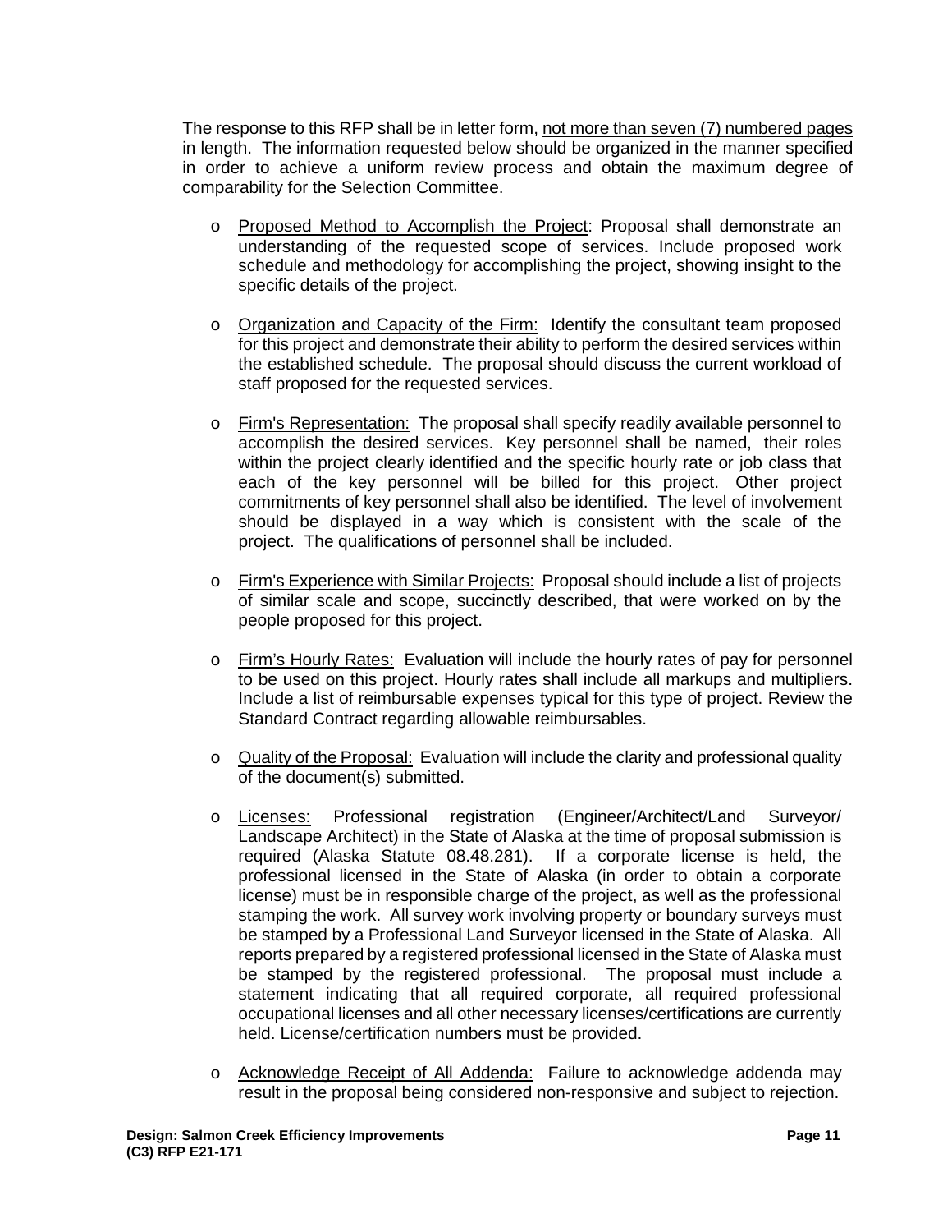The response to this RFP shall be in letter form, not more than seven (7) numbered pages in length. The information requested below should be organized in the manner specified in order to achieve a uniform review process and obtain the maximum degree of comparability for the Selection Committee.

- Proposed Method to Accomplish the Project: Proposal shall demonstrate an understanding of the requested scope of services. Include proposed work schedule and methodology for accomplishing the project, showing insight to the specific details of the project.

- Organization and Capacity of the Firm: Identify the consultant team proposed for this project and demonstrate their ability to perform the desired services within the established schedule. The proposal should discuss the current workload of staff proposed for the requested services.

- Firm's Representation: The proposal shall specify readily available personnel to accomplish the desired services. Key personnel shall be named, their roles within the project clearly identified and the specific hourly rate or job class that each of the key personnel will be billed for this project. Other project commitments of key personnel shall also be identified. The level of involvement should be displayed in a way which is consistent with the scale of the project. The qualifications of personnel shall be included.

- Firm's Experience with Similar Projects: Proposal should include a list of projects of similar scale and scope, succinctly described, that were worked on by the people proposed for this project.

- Firm's Hourly Rates: Evaluation will include the hourly rates of pay for personnel to be used on this project. Hourly rates shall include all markups and multipliers. Include a list of reimbursable expenses typical for this type of project. Review the Standard Contract regarding allowable reimbursables.

- Quality of the Proposal: Evaluation will include the clarity and professional quality of the document(s) submitted.

- Licenses: Professional registration (Engineer/Architect/Land Surveyor/ Landscape Architect) in the State of Alaska at the time of proposal submission is required (Alaska Statute 08.48.281). If a corporate license is held, the professional licensed in the State of Alaska (in order to obtain a corporate license) must be in responsible charge of the project, as well as the professional stamping the work. All survey work involving property or boundary surveys must be stamped by a Professional Land Surveyor licensed in the State of Alaska. All reports prepared by a registered professional licensed in the State of Alaska must be stamped by the registered professional. The proposal must include a statement indicating that all required corporate, all required professional occupational licenses and all other necessary licenses/certifications are currently held. License/certification numbers must be provided.

- Acknowledge Receipt of All Addenda: Failure to acknowledge addenda may result in the proposal being considered non-responsive and subject to rejection.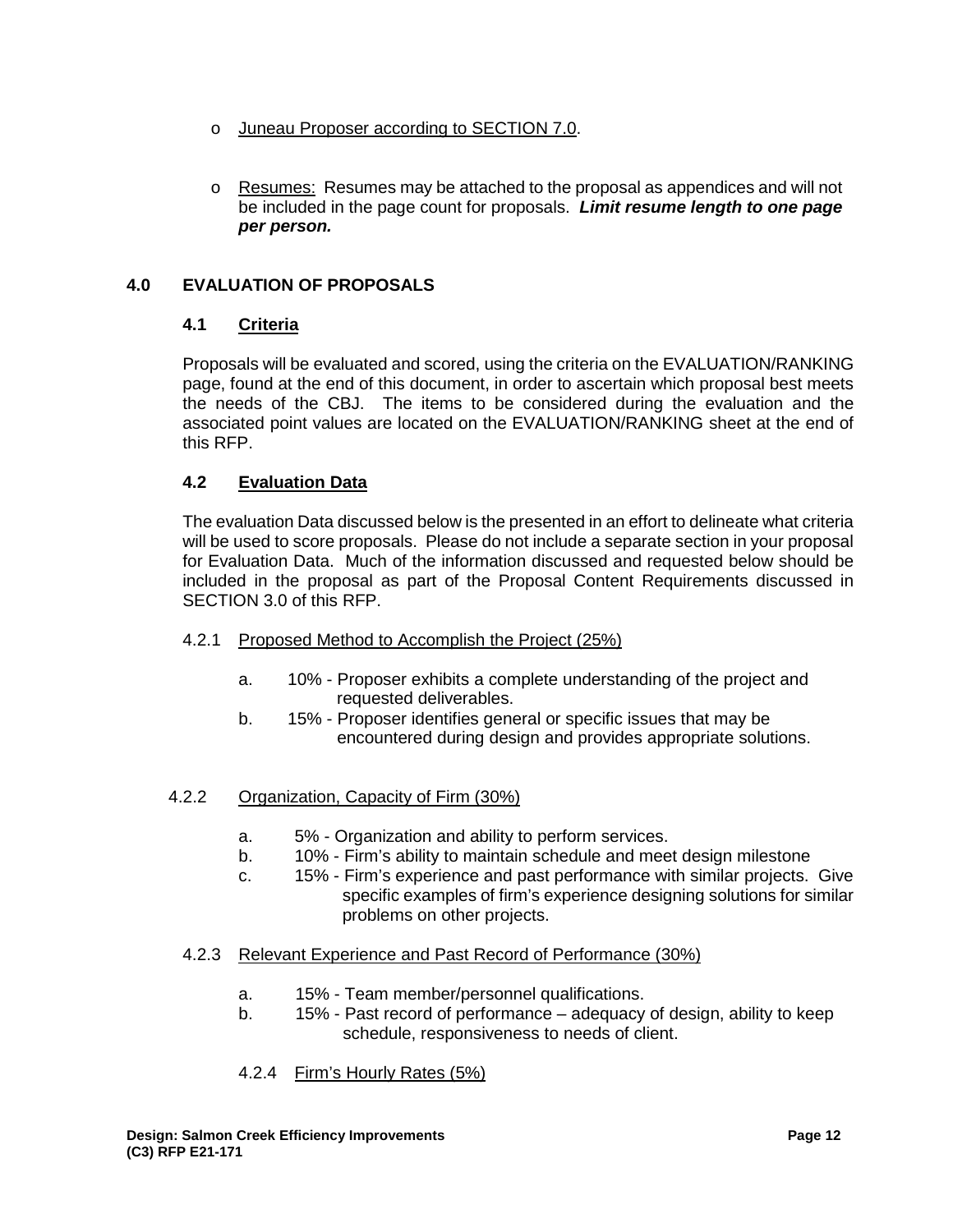- Juneau Proposer according to SECTION 7.0.

- Resumes: Resumes may be attached to the proposal as appendices and will not be included in the page count for proposals. ***Limit resume length to one page per person.***

## 4.0 EVALUATION OF PROPOSALS

### 4.1 Criteria

Proposals will be evaluated and scored, using the criteria on the EVALUATION/RANKING page, found at the end of this document, in order to ascertain which proposal best meets the needs of the CBJ. The items to be considered during the evaluation and the associated point values are located on the EVALUATION/RANKING sheet at the end of this RFP.

### 4.2 Evaluation Data

The evaluation Data discussed below is the presented in an effort to delineate what criteria will be used to score proposals. Please do not include a separate section in your proposal for Evaluation Data. Much of the information discussed and requested below should be included in the proposal as part of the Proposal Content Requirements discussed in SECTION 3.0 of this RFP.

4.2.1 Proposed Method to Accomplish the Project (25%)

a. 10% - Proposer exhibits a complete understanding of the project and requested deliverables.
b. 15% - Proposer identifies general or specific issues that may be encountered during design and provides appropriate solutions.

4.2.2 Organization, Capacity of Firm (30%)

a. 5% - Organization and ability to perform services.
b. 10% - Firm's ability to maintain schedule and meet design milestone
c. 15% - Firm's experience and past performance with similar projects. Give specific examples of firm's experience designing solutions for similar problems on other projects.

4.2.3 Relevant Experience and Past Record of Performance (30%)

a. 15% - Team member/personnel qualifications.
b. 15% - Past record of performance – adequacy of design, ability to keep schedule, responsiveness to needs of client.

4.2.4 Firm's Hourly Rates (5%)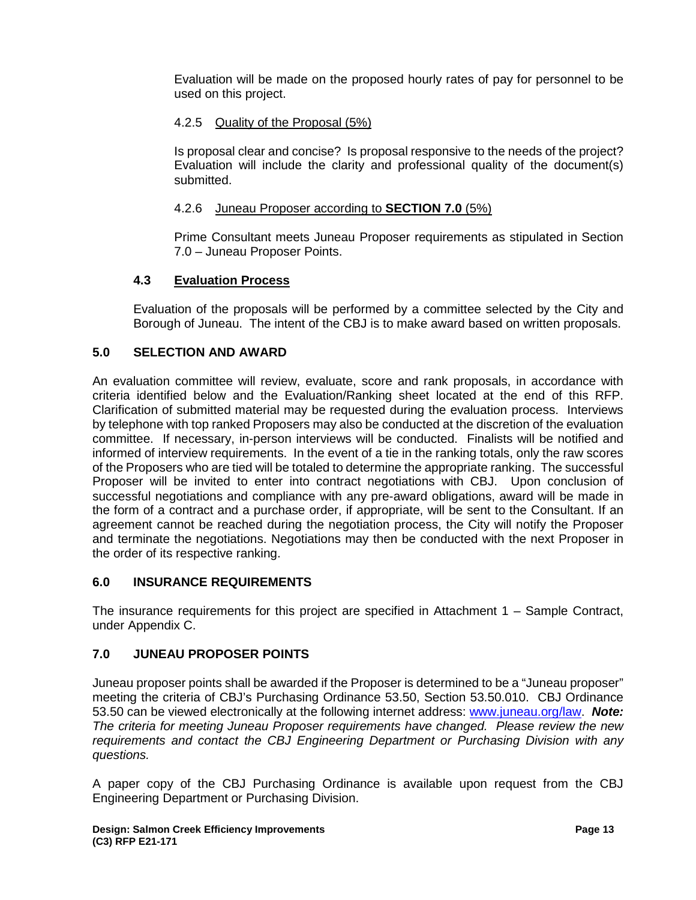Evaluation will be made on the proposed hourly rates of pay for personnel to be used on this project.

#### 4.2.5 Quality of the Proposal (5%)

Is proposal clear and concise? Is proposal responsive to the needs of the project? Evaluation will include the clarity and professional quality of the document(s) submitted.

#### 4.2.6 Juneau Proposer according to **SECTION 7.0** (5%)

Prime Consultant meets Juneau Proposer requirements as stipulated in Section 7.0 – Juneau Proposer Points.

### 4.3 Evaluation Process

Evaluation of the proposals will be performed by a committee selected by the City and Borough of Juneau. The intent of the CBJ is to make award based on written proposals.

## 5.0 SELECTION AND AWARD

An evaluation committee will review, evaluate, score and rank proposals, in accordance with criteria identified below and the Evaluation/Ranking sheet located at the end of this RFP. Clarification of submitted material may be requested during the evaluation process. Interviews by telephone with top ranked Proposers may also be conducted at the discretion of the evaluation committee. If necessary, in-person interviews will be conducted. Finalists will be notified and informed of interview requirements. In the event of a tie in the ranking totals, only the raw scores of the Proposers who are tied will be totaled to determine the appropriate ranking. The successful Proposer will be invited to enter into contract negotiations with CBJ. Upon conclusion of successful negotiations and compliance with any pre-award obligations, award will be made in the form of a contract and a purchase order, if appropriate, will be sent to the Consultant. If an agreement cannot be reached during the negotiation process, the City will notify the Proposer and terminate the negotiations. Negotiations may then be conducted with the next Proposer in the order of its respective ranking.

## 6.0 INSURANCE REQUIREMENTS

The insurance requirements for this project are specified in Attachment 1 – Sample Contract, under Appendix C.

## 7.0 JUNEAU PROPOSER POINTS

Juneau proposer points shall be awarded if the Proposer is determined to be a "Juneau proposer" meeting the criteria of CBJ's Purchasing Ordinance 53.50, Section 53.50.010. CBJ Ordinance 53.50 can be viewed electronically at the following internet address: www.juneau.org/law. ***Note:*** *The criteria for meeting Juneau Proposer requirements have changed. Please review the new requirements and contact the CBJ Engineering Department or Purchasing Division with any questions.*

A paper copy of the CBJ Purchasing Ordinance is available upon request from the CBJ Engineering Department or Purchasing Division.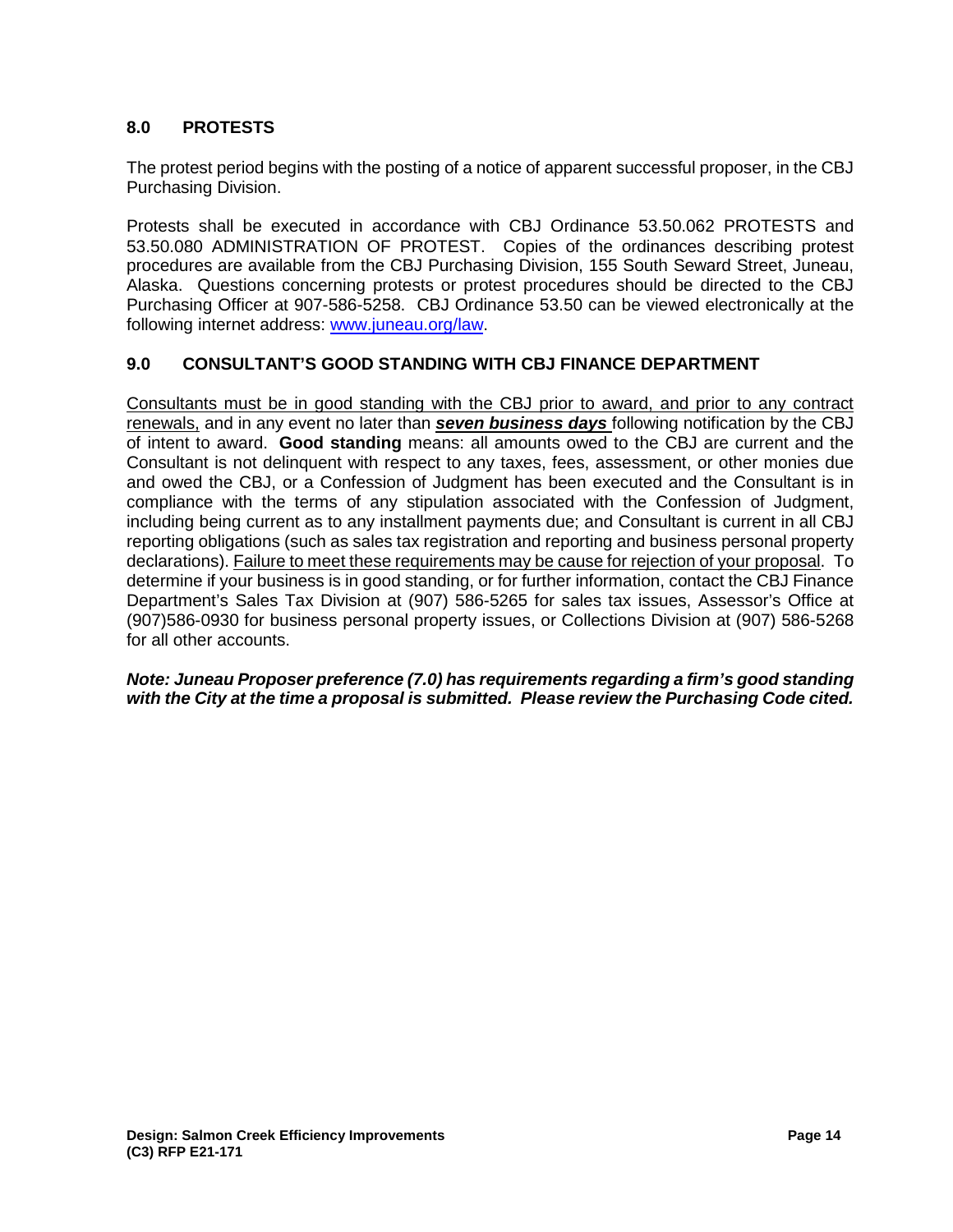## 8.0 PROTESTS

The protest period begins with the posting of a notice of apparent successful proposer, in the CBJ Purchasing Division.

Protests shall be executed in accordance with CBJ Ordinance 53.50.062 PROTESTS and 53.50.080 ADMINISTRATION OF PROTEST. Copies of the ordinances describing protest procedures are available from the CBJ Purchasing Division, 155 South Seward Street, Juneau, Alaska. Questions concerning protests or protest procedures should be directed to the CBJ Purchasing Officer at 907-586-5258. CBJ Ordinance 53.50 can be viewed electronically at the following internet address: [www.juneau.org/law](www.juneau.org/law).

## 9.0 CONSULTANT'S GOOD STANDING WITH CBJ FINANCE DEPARTMENT

Consultants must be in good standing with the CBJ prior to award, and prior to any contract renewals, and in any event no later than ***seven business days*** following notification by the CBJ of intent to award. **Good standing** means: all amounts owed to the CBJ are current and the Consultant is not delinquent with respect to any taxes, fees, assessment, or other monies due and owed the CBJ, or a Confession of Judgment has been executed and the Consultant is in compliance with the terms of any stipulation associated with the Confession of Judgment, including being current as to any installment payments due; and Consultant is current in all CBJ reporting obligations (such as sales tax registration and reporting and business personal property declarations). Failure to meet these requirements may be cause for rejection of your proposal. To determine if your business is in good standing, or for further information, contact the CBJ Finance Department's Sales Tax Division at (907) 586-5265 for sales tax issues, Assessor's Office at (907)586-0930 for business personal property issues, or Collections Division at (907) 586-5268 for all other accounts.

***Note: Juneau Proposer preference (7.0) has requirements regarding a firm's good standing with the City at the time a proposal is submitted. Please review the Purchasing Code cited.***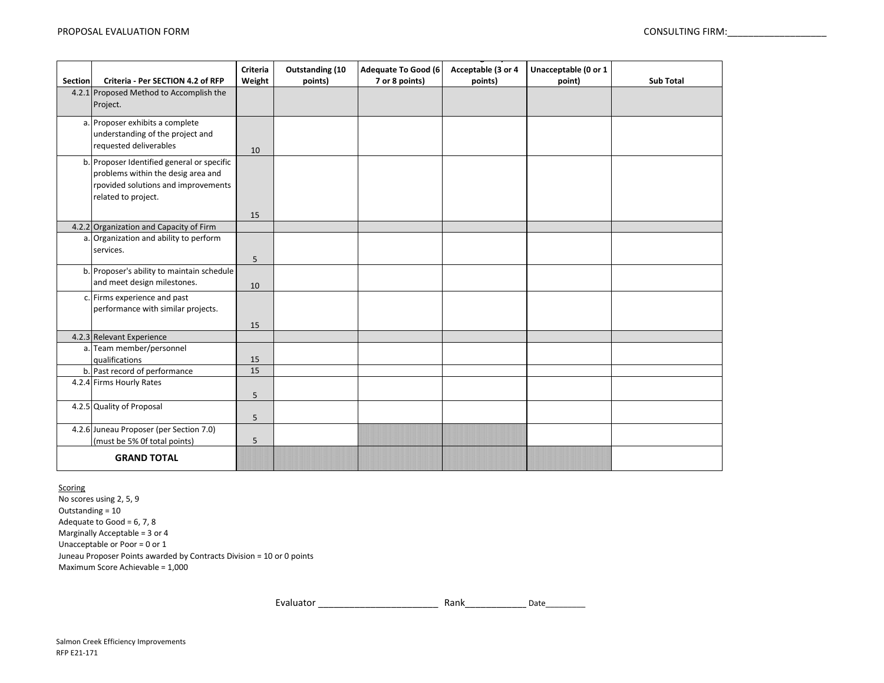PROPOSAL EVALUATION FORM

CONSULTING FIRM:___________________

| Section | Criteria - Per SECTION 4.2 of RFP | Criteria Weight | Outstanding (10 points) | Adequate To Good (6 7 or 8 points) | Acceptable (3 or 4 points) | Unacceptable (0 or 1 point) | Sub Total |
|---|---|---|---|---|---|---|---|
| 4.2.1 | Proposed Method to Accomplish the Project. | | | | | | |
| a. | Proposer exhibits a complete understanding of the project and requested deliverables | 10 | | | | | |
| b. | Proposer Identified general or specific problems within the desig area and rpovided solutions and improvements related to project. | 15 | | | | | |
| 4.2.2 | Organization and Capacity of Firm | | | | | | |
| a. | Organization and ability to perform services. | 5 | | | | | |
| b. | Proposer's ability to maintain schedule and meet design milestones. | 10 | | | | | |
| c. | Firms experience and past performance with similar projects. | 15 | | | | | |
| 4.2.3 | Relevant Experience | | | | | | |
| a. | Team member/personnel qualifications | 15 | | | | | |
| b. | Past record of performance | 15 | | | | | |
| 4.2.4 | Firms Hourly Rates | 5 | | | | | |
| 4.2.5 | Quality of Proposal | 5 | | | | | |
| 4.2.6 | Juneau Proposer (per Section 7.0) (must be 5% 0f total points) | 5 | | | | | |
| | **GRAND TOTAL** | | | | | | |

Scoring
No scores using 2, 5, 9
Outstanding = 10
Adequate to Good = 6, 7, 8
Marginally Acceptable = 3 or 4
Unacceptable or Poor = 0 or 1
Juneau Proposer Points awarded by Contracts Division = 10 or 0 points
Maximum Score Achievable = 1,000

Evaluator _______________________ Rank____________ Date_________

Salmon Creek Efficiency Improvements
RFP E21-171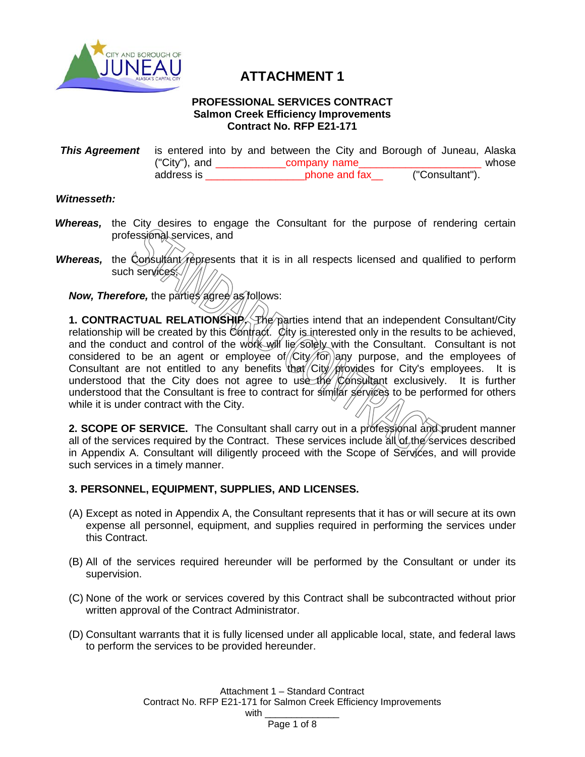# ATTACHMENT 1

**PROFESSIONAL SERVICES CONTRACT**
**Salmon Creek Efficiency Improvements**
**Contract No. RFP E21-171**

***This Agreement*** is entered into by and between the City and Borough of Juneau, Alaska ("City"), and ____________company name_____________________ whose address is _________________phone and fax__ ("Consultant").

***Witnesseth:***

***Whereas,*** the City desires to engage the Consultant for the purpose of rendering certain professional services, and

***Whereas,*** the Consultant represents that it is in all respects licensed and qualified to perform such services;

***Now, Therefore,*** the parties agree as follows:

**1. CONTRACTUAL RELATIONSHIP.** The parties intend that an independent Consultant/City relationship will be created by this Contract. City is interested only in the results to be achieved, and the conduct and control of the work will lie solely with the Consultant. Consultant is not considered to be an agent or employee of City for any purpose, and the employees of Consultant are not entitled to any benefits that City provides for City's employees. It is understood that the City does not agree to use the Consultant exclusively. It is further understood that the Consultant is free to contract for similar services to be performed for others while it is under contract with the City.

**2. SCOPE OF SERVICE.** The Consultant shall carry out in a professional and prudent manner all of the services required by the Contract. These services include all of the services described in Appendix A. Consultant will diligently proceed with the Scope of Services, and will provide such services in a timely manner.

**3. PERSONNEL, EQUIPMENT, SUPPLIES, AND LICENSES.**

(A) Except as noted in Appendix A, the Consultant represents that it has or will secure at its own expense all personnel, equipment, and supplies required in performing the services under this Contract.

(B) All of the services required hereunder will be performed by the Consultant or under its supervision.

(C) None of the work or services covered by this Contract shall be subcontracted without prior written approval of the Contract Administrator.

(D) Consultant warrants that it is fully licensed under all applicable local, state, and federal laws to perform the services to be provided hereunder.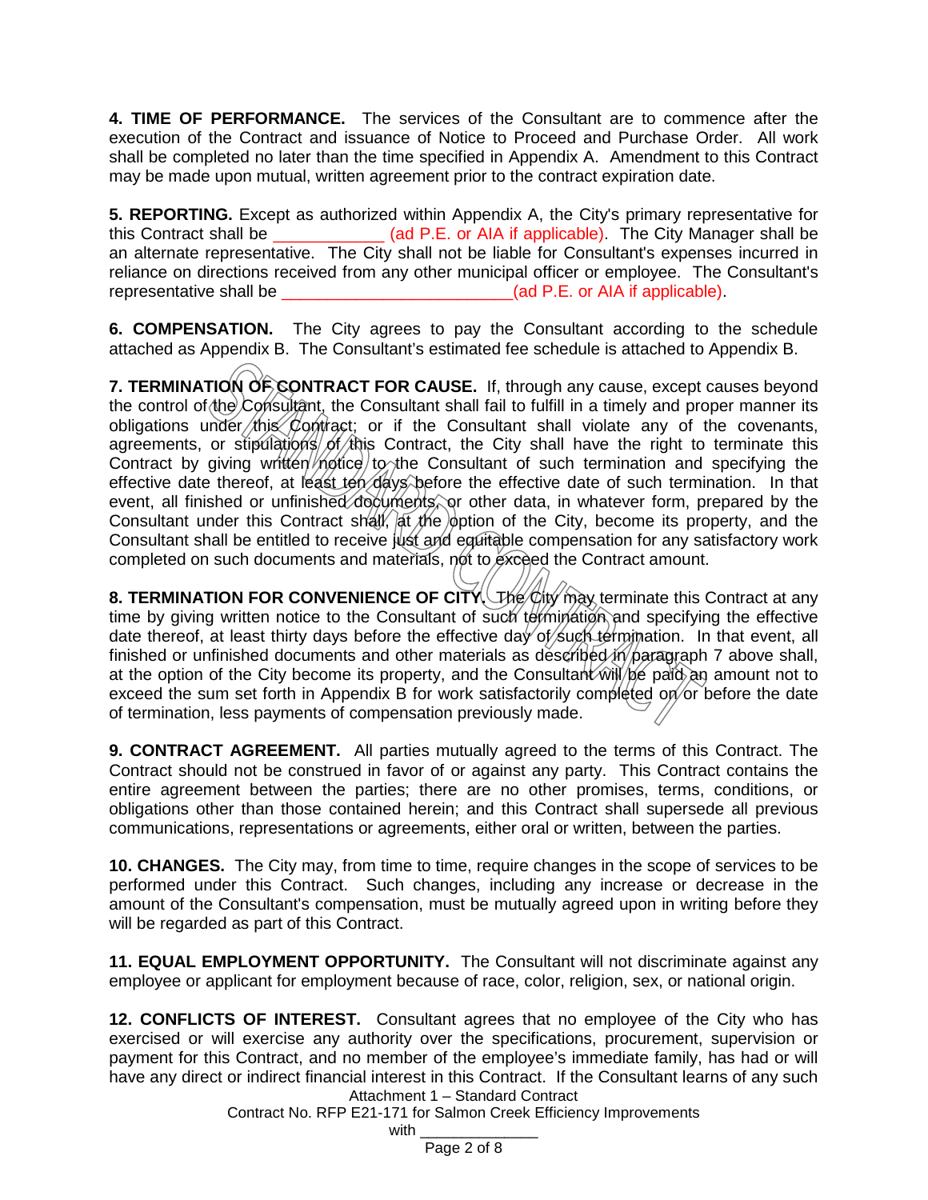**4. TIME OF PERFORMANCE.** The services of the Consultant are to commence after the execution of the Contract and issuance of Notice to Proceed and Purchase Order. All work shall be completed no later than the time specified in Appendix A. Amendment to this Contract may be made upon mutual, written agreement prior to the contract expiration date.

**5. REPORTING.** Except as authorized within Appendix A, the City's primary representative for this Contract shall be ____________ (ad P.E. or AIA if applicable). The City Manager shall be an alternate representative. The City shall not be liable for Consultant's expenses incurred in reliance on directions received from any other municipal officer or employee. The Consultant's representative shall be _________________________(ad P.E. or AIA if applicable).

**6. COMPENSATION.** The City agrees to pay the Consultant according to the schedule attached as Appendix B. The Consultant's estimated fee schedule is attached to Appendix B.

**7. TERMINATION OF CONTRACT FOR CAUSE.** If, through any cause, except causes beyond the control of the Consultant, the Consultant shall fail to fulfill in a timely and proper manner its obligations under this Contract; or if the Consultant shall violate any of the covenants, agreements, or stipulations of this Contract, the City shall have the right to terminate this Contract by giving written notice to the Consultant of such termination and specifying the effective date thereof, at least ten days before the effective date of such termination. In that event, all finished or unfinished documents, or other data, in whatever form, prepared by the Consultant under this Contract shall, at the option of the City, become its property, and the Consultant shall be entitled to receive just and equitable compensation for any satisfactory work completed on such documents and materials, not to exceed the Contract amount.

**8. TERMINATION FOR CONVENIENCE OF CITY.** The City may terminate this Contract at any time by giving written notice to the Consultant of such termination and specifying the effective date thereof, at least thirty days before the effective day of such termination. In that event, all finished or unfinished documents and other materials as described in paragraph 7 above shall, at the option of the City become its property, and the Consultant will be paid an amount not to exceed the sum set forth in Appendix B for work satisfactorily completed on or before the date of termination, less payments of compensation previously made.

**9. CONTRACT AGREEMENT.** All parties mutually agreed to the terms of this Contract. The Contract should not be construed in favor of or against any party. This Contract contains the entire agreement between the parties; there are no other promises, terms, conditions, or obligations other than those contained herein; and this Contract shall supersede all previous communications, representations or agreements, either oral or written, between the parties.

**10. CHANGES.** The City may, from time to time, require changes in the scope of services to be performed under this Contract. Such changes, including any increase or decrease in the amount of the Consultant's compensation, must be mutually agreed upon in writing before they will be regarded as part of this Contract.

**11. EQUAL EMPLOYMENT OPPORTUNITY.** The Consultant will not discriminate against any employee or applicant for employment because of race, color, religion, sex, or national origin.

**12. CONFLICTS OF INTEREST.** Consultant agrees that no employee of the City who has exercised or will exercise any authority over the specifications, procurement, supervision or payment for this Contract, and no member of the employee's immediate family, has had or will have any direct or indirect financial interest in this Contract. If the Consultant learns of any such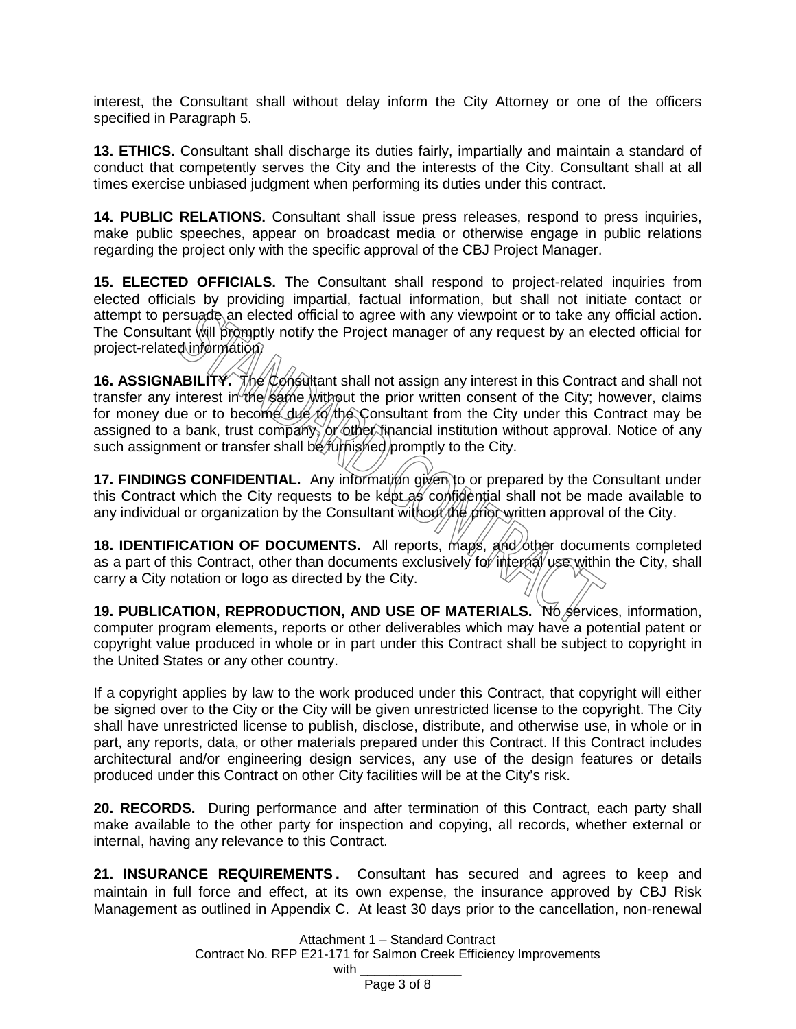interest, the Consultant shall without delay inform the City Attorney or one of the officers specified in Paragraph 5.

**13. ETHICS.** Consultant shall discharge its duties fairly, impartially and maintain a standard of conduct that competently serves the City and the interests of the City. Consultant shall at all times exercise unbiased judgment when performing its duties under this contract.

**14. PUBLIC RELATIONS.** Consultant shall issue press releases, respond to press inquiries, make public speeches, appear on broadcast media or otherwise engage in public relations regarding the project only with the specific approval of the CBJ Project Manager.

**15. ELECTED OFFICIALS.** The Consultant shall respond to project-related inquiries from elected officials by providing impartial, factual information, but shall not initiate contact or attempt to persuade an elected official to agree with any viewpoint or to take any official action. The Consultant will promptly notify the Project manager of any request by an elected official for project-related information.

**16. ASSIGNABILITY.** The Consultant shall not assign any interest in this Contract and shall not transfer any interest in the same without the prior written consent of the City; however, claims for money due or to become due to the Consultant from the City under this Contract may be assigned to a bank, trust company, or other financial institution without approval. Notice of any such assignment or transfer shall be furnished promptly to the City.

**17. FINDINGS CONFIDENTIAL.** Any information given to or prepared by the Consultant under this Contract which the City requests to be kept as confidential shall not be made available to any individual or organization by the Consultant without the prior written approval of the City.

**18. IDENTIFICATION OF DOCUMENTS.** All reports, maps, and other documents completed as a part of this Contract, other than documents exclusively for internal use within the City, shall carry a City notation or logo as directed by the City.

**19. PUBLICATION, REPRODUCTION, AND USE OF MATERIALS.** No services, information, computer program elements, reports or other deliverables which may have a potential patent or copyright value produced in whole or in part under this Contract shall be subject to copyright in the United States or any other country.

If a copyright applies by law to the work produced under this Contract, that copyright will either be signed over to the City or the City will be given unrestricted license to the copyright. The City shall have unrestricted license to publish, disclose, distribute, and otherwise use, in whole or in part, any reports, data, or other materials prepared under this Contract. If this Contract includes architectural and/or engineering design services, any use of the design features or details produced under this Contract on other City facilities will be at the City's risk.

**20. RECORDS.** During performance and after termination of this Contract, each party shall make available to the other party for inspection and copying, all records, whether external or internal, having any relevance to this Contract.

**21. INSURANCE REQUIREMENTS.** Consultant has secured and agrees to keep and maintain in full force and effect, at its own expense, the insurance approved by CBJ Risk Management as outlined in Appendix C. At least 30 days prior to the cancellation, non-renewal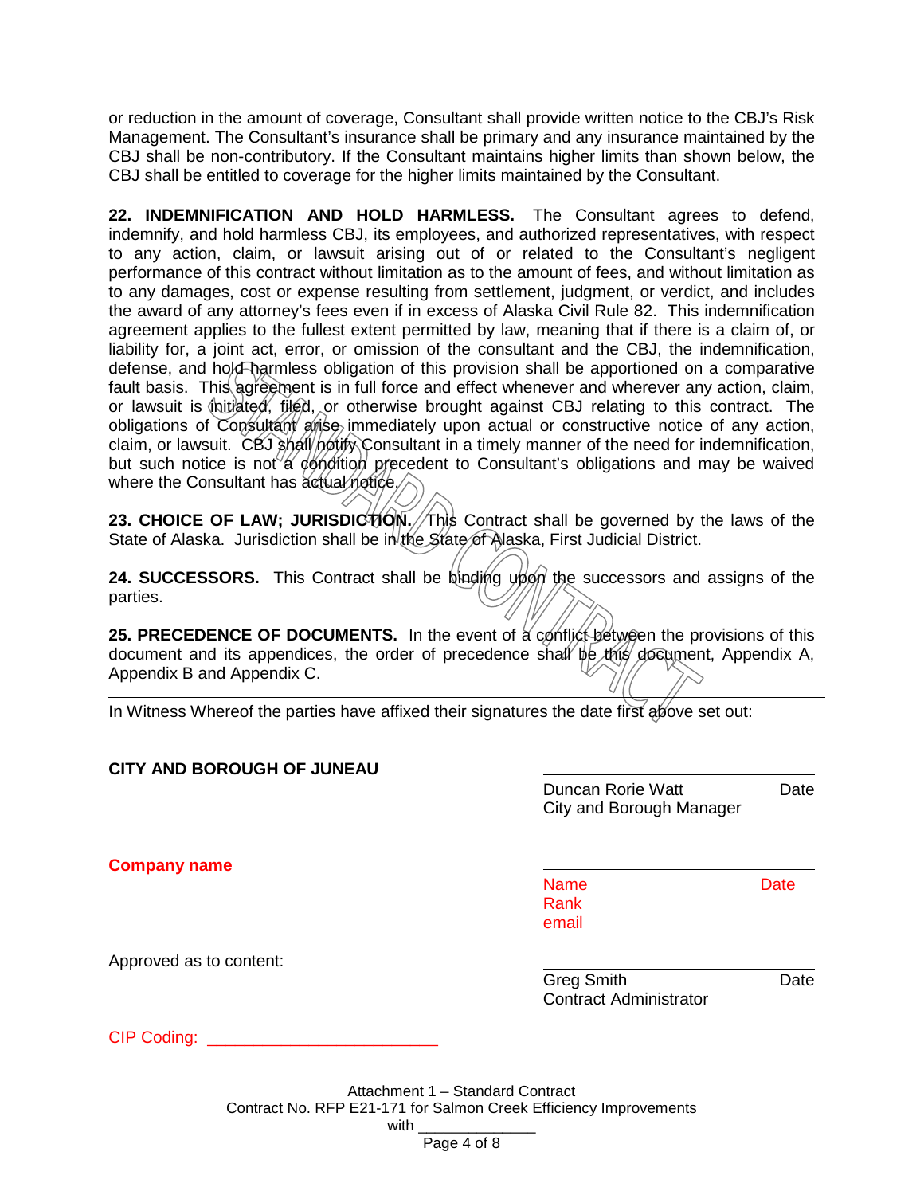or reduction in the amount of coverage, Consultant shall provide written notice to the CBJ's Risk Management. The Consultant's insurance shall be primary and any insurance maintained by the CBJ shall be non-contributory. If the Consultant maintains higher limits than shown below, the CBJ shall be entitled to coverage for the higher limits maintained by the Consultant.

**22. INDEMNIFICATION AND HOLD HARMLESS.** The Consultant agrees to defend, indemnify, and hold harmless CBJ, its employees, and authorized representatives, with respect to any action, claim, or lawsuit arising out of or related to the Consultant's negligent performance of this contract without limitation as to the amount of fees, and without limitation as to any damages, cost or expense resulting from settlement, judgment, or verdict, and includes the award of any attorney's fees even if in excess of Alaska Civil Rule 82. This indemnification agreement applies to the fullest extent permitted by law, meaning that if there is a claim of, or liability for, a joint act, error, or omission of the consultant and the CBJ, the indemnification, defense, and hold harmless obligation of this provision shall be apportioned on a comparative fault basis. This agreement is in full force and effect whenever and wherever any action, claim, or lawsuit is initiated, filed, or otherwise brought against CBJ relating to this contract. The obligations of Consultant arise immediately upon actual or constructive notice of any action, claim, or lawsuit. CBJ shall notify Consultant in a timely manner of the need for indemnification, but such notice is not a condition precedent to Consultant's obligations and may be waived where the Consultant has actual notice.

**23. CHOICE OF LAW; JURISDICTION.** This Contract shall be governed by the laws of the State of Alaska. Jurisdiction shall be in the State of Alaska, First Judicial District.

**24. SUCCESSORS.** This Contract shall be binding upon the successors and assigns of the parties.

**25. PRECEDENCE OF DOCUMENTS.** In the event of a conflict between the provisions of this document and its appendices, the order of precedence shall be this document, Appendix A, Appendix B and Appendix C.

---

In Witness Whereof the parties have affixed their signatures the date first above set out:

**CITY AND BOROUGH OF JUNEAU**

\_\_\_\_\_\_\_\_\_\_\_\_\_\_\_\_\_\_\_\_\_\_\_\_\_\_\_\_\_\_\_\_\_\_\_\_
Duncan Rorie Watt Date
City and Borough Manager

**Company name**

\_\_\_\_\_\_\_\_\_\_\_\_\_\_\_\_\_\_\_\_\_\_\_\_\_\_\_\_\_\_\_\_\_\_\_\_
Name Date
Rank
email

Approved as to content:

\_\_\_\_\_\_\_\_\_\_\_\_\_\_\_\_\_\_\_\_\_\_\_\_\_\_\_\_\_\_\_\_\_\_\_\_
Greg Smith Date
Contract Administrator

CIP Coding: \_\_\_\_\_\_\_\_\_\_\_\_\_\_\_\_\_\_\_\_\_\_\_\_\_\_

Attachment 1 – Standard Contract
Contract No. RFP E21-171 for Salmon Creek Efficiency Improvements
with \_\_\_\_\_\_\_\_\_\_\_\_\_\_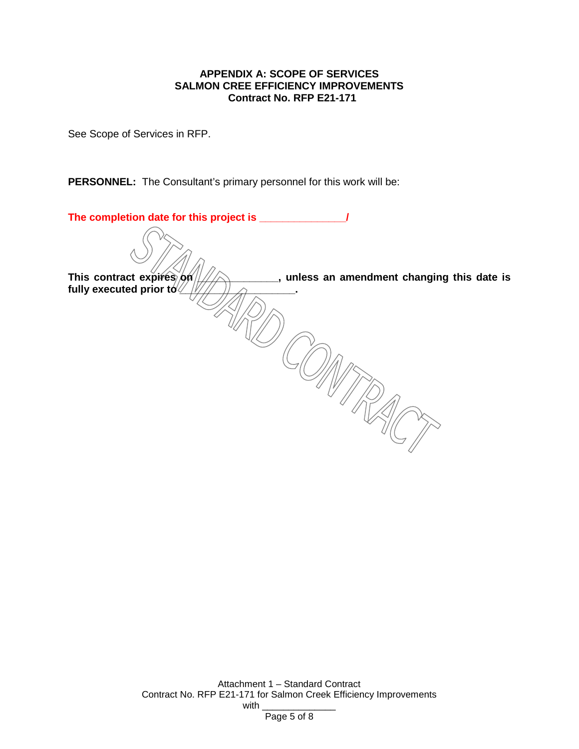**APPENDIX A: SCOPE OF SERVICES**
**SALMON CREE EFFICIENCY IMPROVEMENTS**
**Contract No. RFP E21-171**

See Scope of Services in RFP.

**PERSONNEL:** The Consultant's primary personnel for this work will be:

**The completion date for this project is ______________/**

**This contract expires on ____________, unless an amendment changing this date is fully executed prior to __________________.**

STANDARD CONTRACT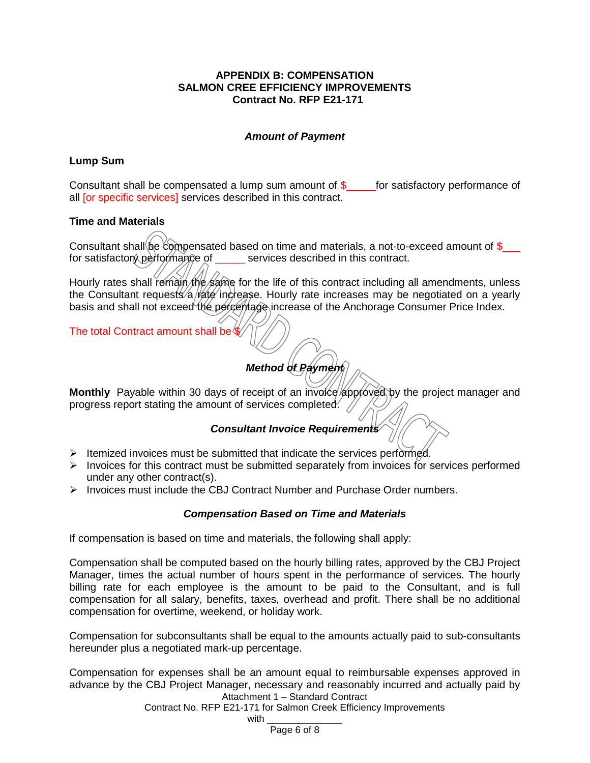**APPENDIX B: COMPENSATION**
**SALMON CREE EFFICIENCY IMPROVEMENTS**
**Contract No. RFP E21-171**

***Amount of Payment***

**Lump Sum**

Consultant shall be compensated a lump sum amount of $_____for satisfactory performance of all [or specific services] services described in this contract.

**Time and Materials**

Consultant shall be compensated based on time and materials, a not-to-exceed amount of $___ for satisfactory performance of _____ services described in this contract.

Hourly rates shall remain the same for the life of this contract including all amendments, unless the Consultant requests a rate increase. Hourly rate increases may be negotiated on a yearly basis and shall not exceed the percentage increase of the Anchorage Consumer Price Index.

The total Contract amount shall be $

***Method of Payment***

**Monthly** Payable within 30 days of receipt of an invoice approved by the project manager and progress report stating the amount of services completed.

***Consultant Invoice Requirements***

- Itemized invoices must be submitted that indicate the services performed.
- Invoices for this contract must be submitted separately from invoices for services performed under any other contract(s).
- Invoices must include the CBJ Contract Number and Purchase Order numbers.

***Compensation Based on Time and Materials***

If compensation is based on time and materials, the following shall apply:

Compensation shall be computed based on the hourly billing rates, approved by the CBJ Project Manager, times the actual number of hours spent in the performance of services. The hourly billing rate for each employee is the amount to be paid to the Consultant, and is full compensation for all salary, benefits, taxes, overhead and profit. There shall be no additional compensation for overtime, weekend, or holiday work.

Compensation for subconsultants shall be equal to the amounts actually paid to sub-consultants hereunder plus a negotiated mark-up percentage.

Compensation for expenses shall be an amount equal to reimbursable expenses approved in advance by the CBJ Project Manager, necessary and reasonably incurred and actually paid by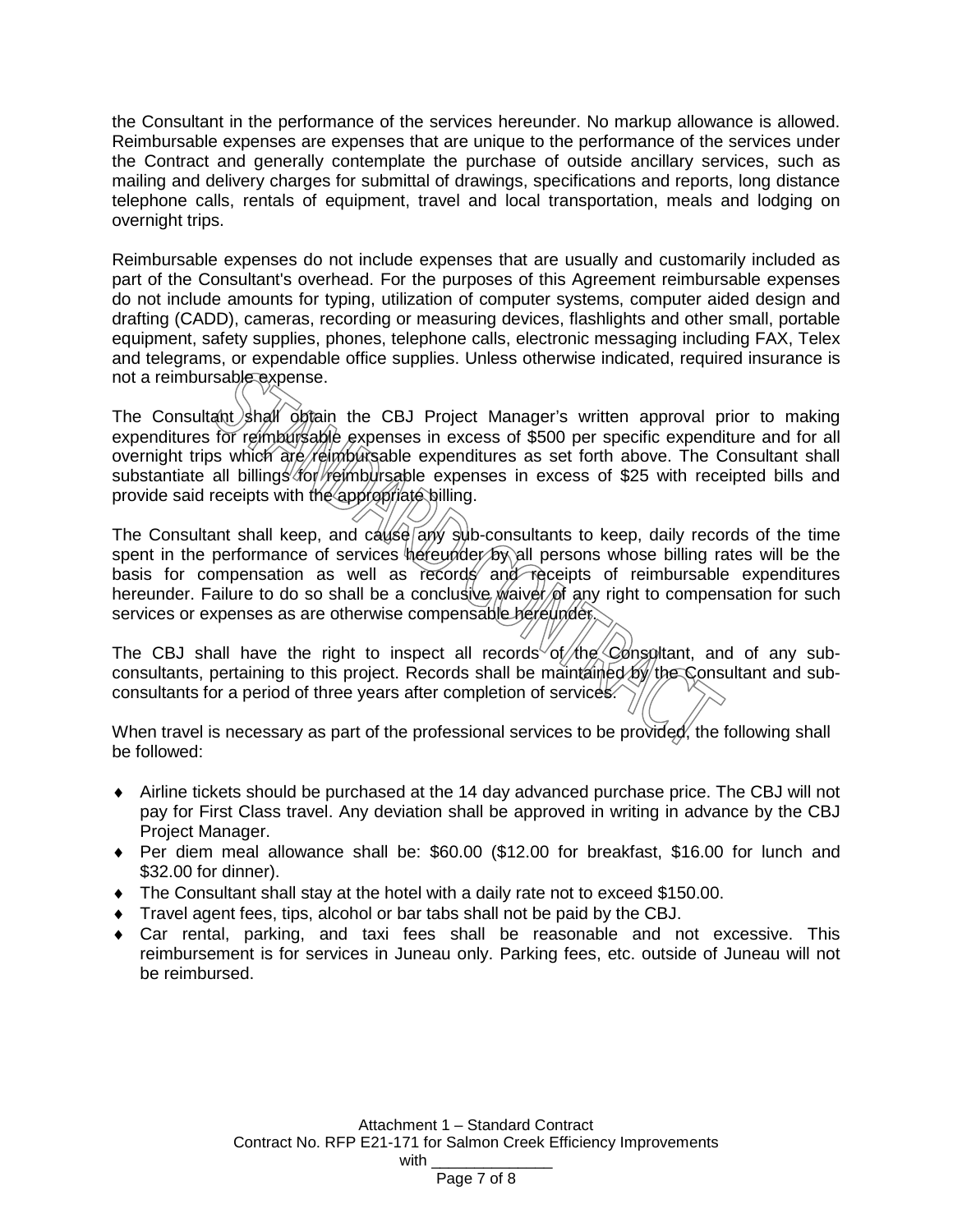the Consultant in the performance of the services hereunder. No markup allowance is allowed. Reimbursable expenses are expenses that are unique to the performance of the services under the Contract and generally contemplate the purchase of outside ancillary services, such as mailing and delivery charges for submittal of drawings, specifications and reports, long distance telephone calls, rentals of equipment, travel and local transportation, meals and lodging on overnight trips.

Reimbursable expenses do not include expenses that are usually and customarily included as part of the Consultant's overhead. For the purposes of this Agreement reimbursable expenses do not include amounts for typing, utilization of computer systems, computer aided design and drafting (CADD), cameras, recording or measuring devices, flashlights and other small, portable equipment, safety supplies, phones, telephone calls, electronic messaging including FAX, Telex and telegrams, or expendable office supplies. Unless otherwise indicated, required insurance is not a reimbursable expense.

The Consultant shall obtain the CBJ Project Manager's written approval prior to making expenditures for reimbursable expenses in excess of $500 per specific expenditure and for all overnight trips which are reimbursable expenditures as set forth above. The Consultant shall substantiate all billings for reimbursable expenses in excess of $25 with receipted bills and provide said receipts with the appropriate billing.

The Consultant shall keep, and cause any sub-consultants to keep, daily records of the time spent in the performance of services hereunder by all persons whose billing rates will be the basis for compensation as well as records and receipts of reimbursable expenditures hereunder. Failure to do so shall be a conclusive waiver of any right to compensation for such services or expenses as are otherwise compensable hereunder.

The CBJ shall have the right to inspect all records of the Consultant, and of any sub-consultants, pertaining to this project. Records shall be maintained by the Consultant and sub-consultants for a period of three years after completion of services.

When travel is necessary as part of the professional services to be provided, the following shall be followed:

- Airline tickets should be purchased at the 14 day advanced purchase price. The CBJ will not pay for First Class travel. Any deviation shall be approved in writing in advance by the CBJ Project Manager.
- Per diem meal allowance shall be: $60.00 ($12.00 for breakfast, $16.00 for lunch and $32.00 for dinner).
- The Consultant shall stay at the hotel with a daily rate not to exceed $150.00.
- Travel agent fees, tips, alcohol or bar tabs shall not be paid by the CBJ.
- Car rental, parking, and taxi fees shall be reasonable and not excessive. This reimbursement is for services in Juneau only. Parking fees, etc. outside of Juneau will not be reimbursed.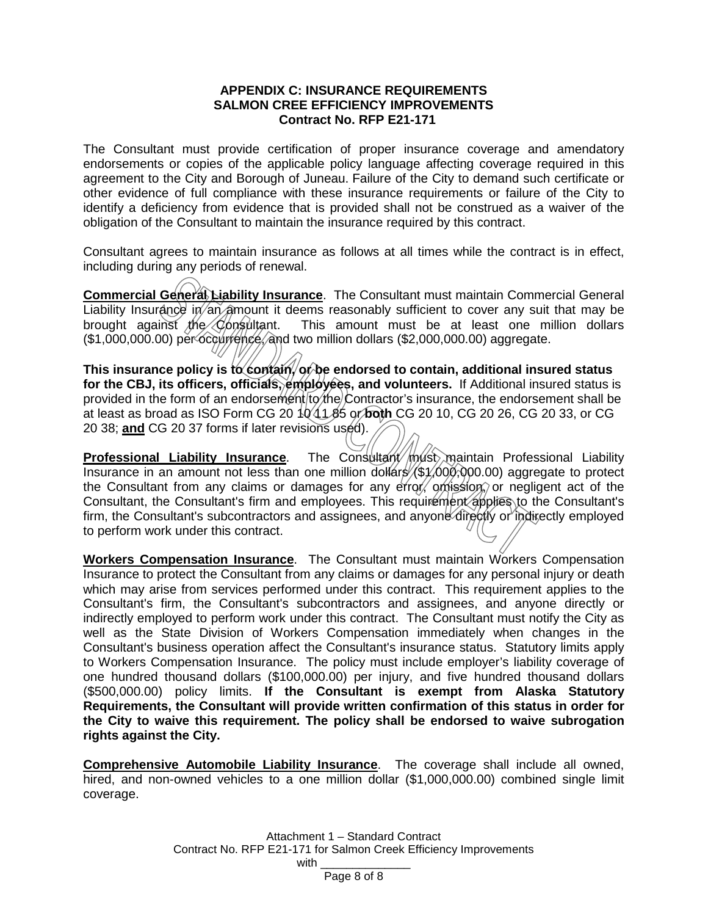**APPENDIX C: INSURANCE REQUIREMENTS**
**SALMON CREE EFFICIENCY IMPROVEMENTS**
**Contract No. RFP E21-171**

The Consultant must provide certification of proper insurance coverage and amendatory endorsements or copies of the applicable policy language affecting coverage required in this agreement to the City and Borough of Juneau. Failure of the City to demand such certificate or other evidence of full compliance with these insurance requirements or failure of the City to identify a deficiency from evidence that is provided shall not be construed as a waiver of the obligation of the Consultant to maintain the insurance required by this contract.

Consultant agrees to maintain insurance as follows at all times while the contract is in effect, including during any periods of renewal.

**Commercial General Liability Insurance**. The Consultant must maintain Commercial General Liability Insurance in an amount it deems reasonably sufficient to cover any suit that may be brought against the Consultant. This amount must be at least one million dollars ($1,000,000.00) per occurrence, and two million dollars ($2,000,000.00) aggregate.

**This insurance policy is to contain, or be endorsed to contain, additional insured status for the CBJ, its officers, officials, employees, and volunteers.** If Additional insured status is provided in the form of an endorsement to the Contractor's insurance, the endorsement shall be at least as broad as ISO Form CG 20 10 11 85 or **both** CG 20 10, CG 20 26, CG 20 33, or CG 20 38; **and** CG 20 37 forms if later revisions used).

**Professional Liability Insurance**. The Consultant must maintain Professional Liability Insurance in an amount not less than one million dollars ($1,000,000.00) aggregate to protect the Consultant from any claims or damages for any error, omission, or negligent act of the Consultant, the Consultant's firm and employees. This requirement applies to the Consultant's firm, the Consultant's subcontractors and assignees, and anyone directly or indirectly employed to perform work under this contract.

**Workers Compensation Insurance**. The Consultant must maintain Workers Compensation Insurance to protect the Consultant from any claims or damages for any personal injury or death which may arise from services performed under this contract. This requirement applies to the Consultant's firm, the Consultant's subcontractors and assignees, and anyone directly or indirectly employed to perform work under this contract. The Consultant must notify the City as well as the State Division of Workers Compensation immediately when changes in the Consultant's business operation affect the Consultant's insurance status. Statutory limits apply to Workers Compensation Insurance. The policy must include employer's liability coverage of one hundred thousand dollars ($100,000.00) per injury, and five hundred thousand dollars ($500,000.00) policy limits. **If the Consultant is exempt from Alaska Statutory Requirements, the Consultant will provide written confirmation of this status in order for the City to waive this requirement. The policy shall be endorsed to waive subrogation rights against the City.**

**Comprehensive Automobile Liability Insurance**. The coverage shall include all owned, hired, and non-owned vehicles to a one million dollar ($1,000,000.00) combined single limit coverage.